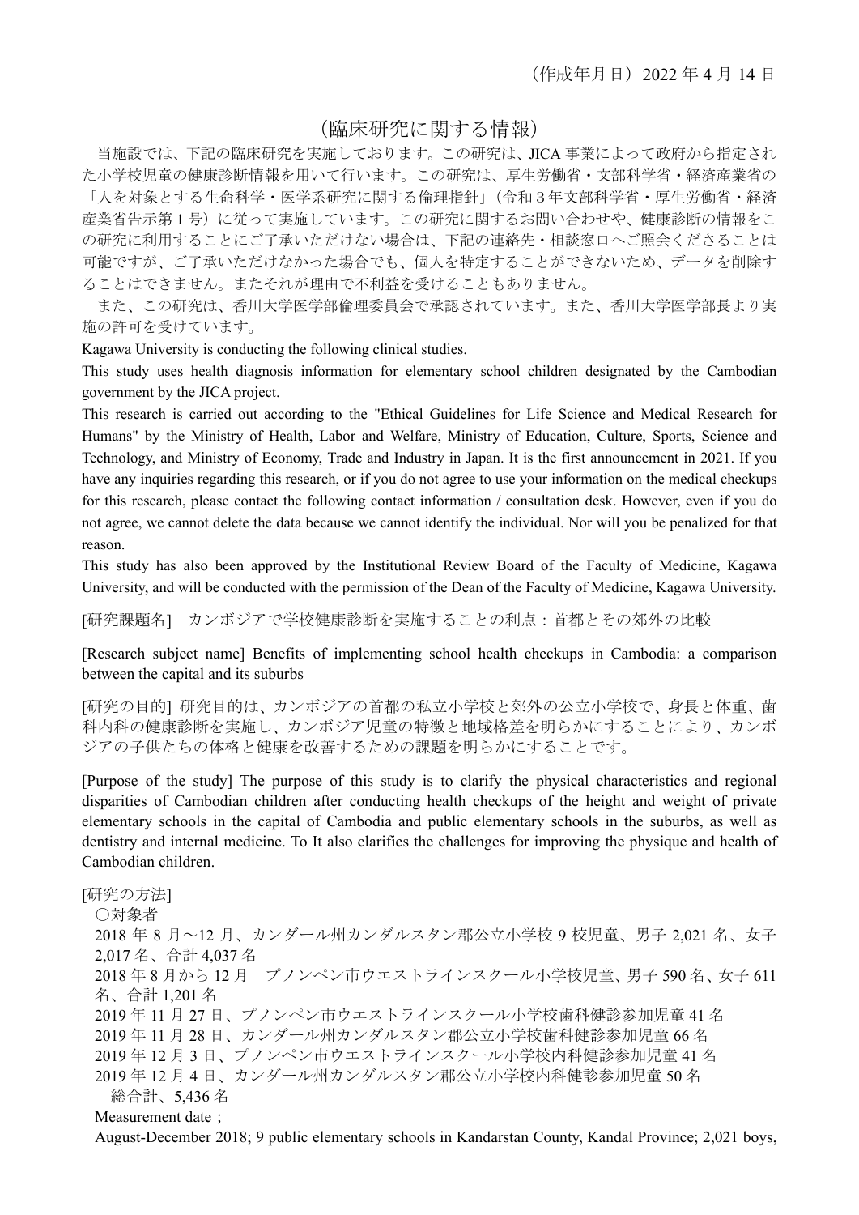（作成年月日）2022 年 4 月 14 日

# （臨床研究に関する情報）

当施設では、下記の臨床研究を実施しております。この研究は、JICA 事業によって政府から指定された小学校児童の健康診断情報を用いて行います。この研究は、厚生労働省・文部科学省・経済産業省の「人を対象とする生命科学・医学系研究に関する倫理指針」（令和３年文部科学省・厚生労働省・経済産業省告示第１号）に従って実施しています。この研究に関するお問い合わせや、健康診断の情報をこの研究に利用することにご了承いただけない場合は、下記の連絡先・相談窓口へご照会くださることは可能ですが、ご了承いただけなかった場合でも、個人を特定することができないため、データを削除することはできません。またそれが理由で不利益を受けることもありません。

また、この研究は、香川大学医学部倫理委員会で承認されています。また、香川大学医学部長より実施の許可を受けています。

Kagawa University is conducting the following clinical studies.

This study uses health diagnosis information for elementary school children designated by the Cambodian government by the JICA project.

This research is carried out according to the "Ethical Guidelines for Life Science and Medical Research for Humans" by the Ministry of Health, Labor and Welfare, Ministry of Education, Culture, Sports, Science and Technology, and Ministry of Economy, Trade and Industry in Japan. It is the first announcement in 2021. If you have any inquiries regarding this research, or if you do not agree to use your information on the medical checkups for this research, please contact the following contact information / consultation desk. However, even if you do not agree, we cannot delete the data because we cannot identify the individual. Nor will you be penalized for that reason.

This study has also been approved by the Institutional Review Board of the Faculty of Medicine, Kagawa University, and will be conducted with the permission of the Dean of the Faculty of Medicine, Kagawa University.

[研究課題名]　カンボジアで学校健康診断を実施することの利点：首都とその郊外の比較

[Research subject name] Benefits of implementing school health checkups in Cambodia: a comparison between the capital and its suburbs

[研究の目的]　研究目的は、カンボジアの首都の私立小学校と郊外の公立小学校で、身長と体重、歯科内科の健康診断を実施し、カンボジア児童の特徴と地域格差を明らかにすることにより、カンボジアの子供たちの体格と健康を改善するための課題を明らかにすることです。

[Purpose of the study] The purpose of this study is to clarify the physical characteristics and regional disparities of Cambodian children after conducting health checkups of the height and weight of private elementary schools in the capital of Cambodia and public elementary schools in the suburbs, as well as dentistry and internal medicine. To It also clarifies the challenges for improving the physique and health of Cambodian children.

[研究の方法]

〇対象者

2018 年 8 月～12 月、カンダール州カンダルスタン郡公立小学校 9 校児童、男子 2,021 名、女子 2,017 名、合計 4,037 名

2018 年 8 月から 12 月　プノンペン市ウエストラインスクール小学校児童、男子 590 名、女子 611 名、合計 1,201 名

2019 年 11 月 27 日、プノンペン市ウエストラインスクール小学校歯科健診参加児童 41 名

2019 年 11 月 28 日、カンダール州カンダルスタン郡公立小学校歯科健診参加児童 66 名

2019 年 12 月 3 日、プノンペン市ウエストラインスクール小学校内科健診参加児童 41 名

2019 年 12 月 4 日、カンダール州カンダルスタン郡公立小学校内科健診参加児童 50 名

総合計、5,436 名

Measurement date；

August-December 2018; 9 public elementary schools in Kandarstan County, Kandal Province; 2,021 boys,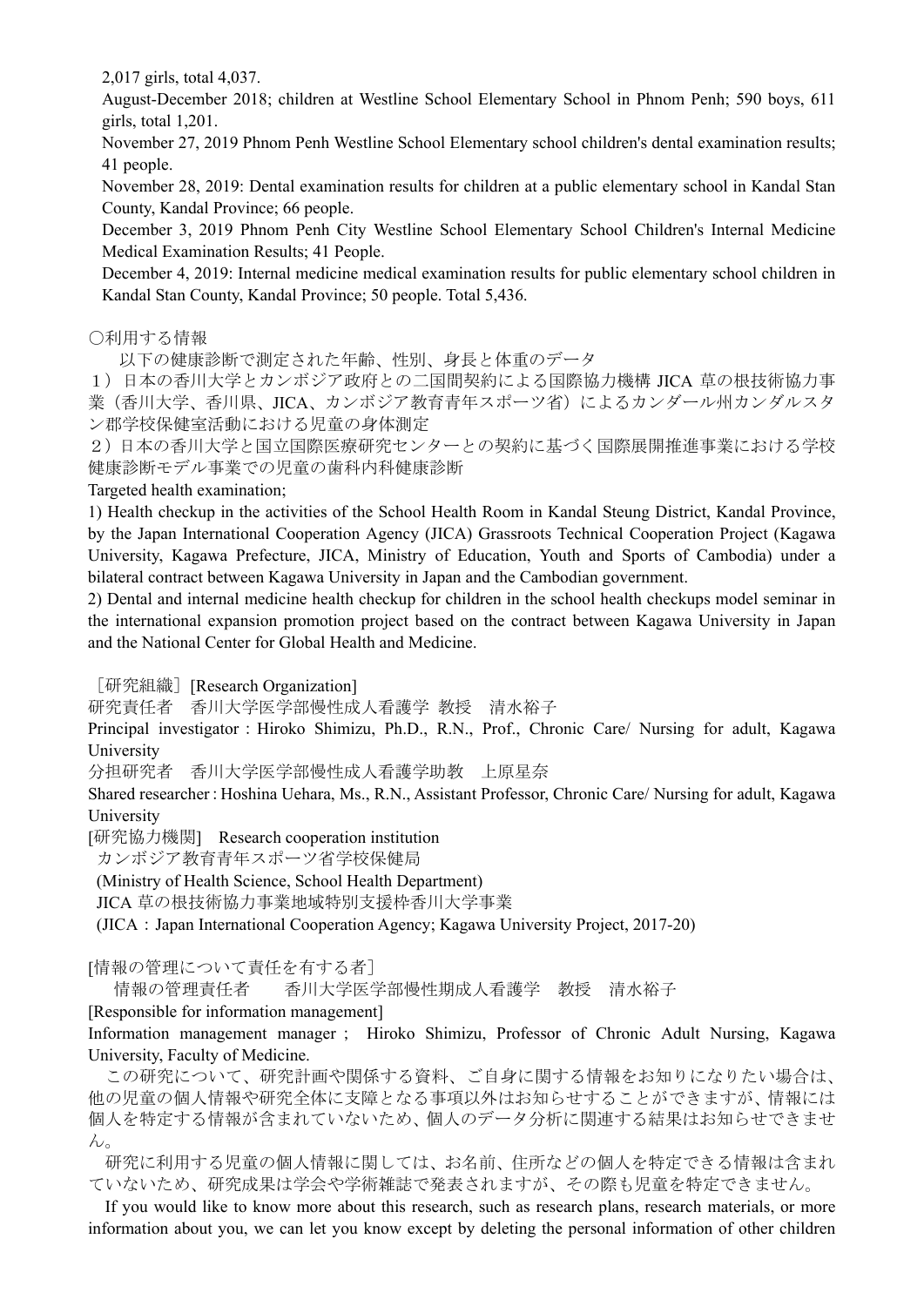2,017 girls, total 4,037.

August-December 2018; children at Westline School Elementary School in Phnom Penh; 590 boys, 611 girls, total 1,201.

November 27, 2019 Phnom Penh Westline School Elementary school children's dental examination results; 41 people.

November 28, 2019: Dental examination results for children at a public elementary school in Kandal Stan County, Kandal Province; 66 people.

December 3, 2019 Phnom Penh City Westline School Elementary School Children's Internal Medicine Medical Examination Results; 41 People.

December 4, 2019: Internal medicine medical examination results for public elementary school children in Kandal Stan County, Kandal Province; 50 people. Total 5,436.

○利用する情報

以下の健康診断で測定された年齢、性別、身長と体重のデータ

１）日本の香川大学とカンボジア政府との二国間契約による国際協力機構 JICA 草の根技術協力事業（香川大学、香川県、JICA、カンボジア教育青年スポーツ省）によるカンダール州カンダルスタン郡学校保健室活動における児童の身体測定

２）日本の香川大学と国立国際医療研究センターとの契約に基づく国際展開推進事業における学校健康診断モデル事業での児童の歯科内科健康診断

Targeted health examination;

1) Health checkup in the activities of the School Health Room in Kandal Steung District, Kandal Province, by the Japan International Cooperation Agency (JICA) Grassroots Technical Cooperation Project (Kagawa University, Kagawa Prefecture, JICA, Ministry of Education, Youth and Sports of Cambodia) under a bilateral contract between Kagawa University in Japan and the Cambodian government.

2) Dental and internal medicine health checkup for children in the school health checkups model seminar in the international expansion promotion project based on the contract between Kagawa University in Japan and the National Center for Global Health and Medicine.

［研究組織］[Research Organization]

研究責任者　香川大学医学部慢性成人看護学 教授　清水裕子

Principal investigator : Hiroko Shimizu, Ph.D., R.N., Prof., Chronic Care/ Nursing for adult, Kagawa University

分担研究者　香川大学医学部慢性成人看護学助教　上原星奈

Shared researcher : Hoshina Uehara, Ms., R.N., Assistant Professor, Chronic Care/ Nursing for adult, Kagawa University

[研究協力機関]　Research cooperation institution

カンボジア教育青年スポーツ省学校保健局

(Ministry of Health Science, School Health Department)

JICA 草の根技術協力事業地域特別支援枠香川大学事業

(JICA：Japan International Cooperation Agency; Kagawa University Project, 2017-20)

[情報の管理について責任を有する者]

情報の管理責任者　　香川大学医学部慢性期成人看護学　教授　清水裕子

[Responsible for information management]

Information management manager ;  Hiroko Shimizu, Professor of Chronic Adult Nursing, Kagawa University, Faculty of Medicine.

この研究について、研究計画や関係する資料、ご自身に関する情報をお知りになりたい場合は、他の児童の個人情報や研究全体に支障となる事項以外はお知らせすることができますが、情報には個人を特定する情報が含まれていないため、個人のデータ分析に関連する結果はお知らせできません。

研究に利用する児童の個人情報に関しては、お名前、住所などの個人を特定できる情報は含まれていないため、研究成果は学会や学術雑誌で発表されますが、その際も児童を特定できません。

If you would like to know more about this research, such as research plans, research materials, or more information about you, we can let you know except by deleting the personal information of other children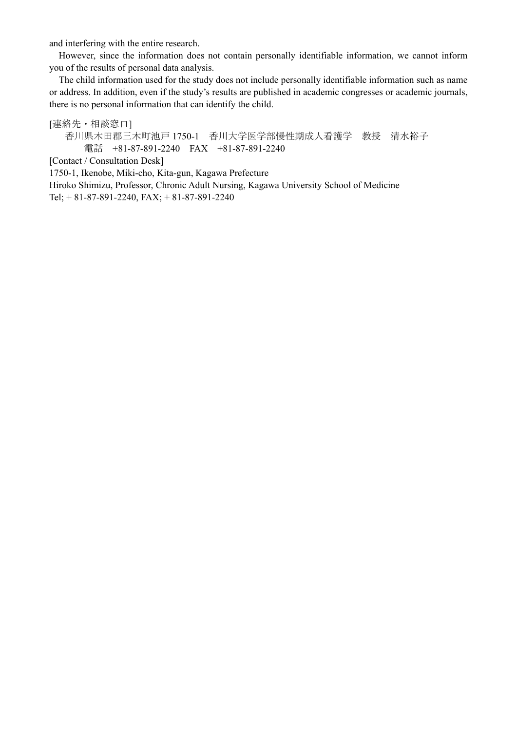and interfering with the entire research.

However, since the information does not contain personally identifiable information, we cannot inform you of the results of personal data analysis.

The child information used for the study does not include personally identifiable information such as name or address. In addition, even if the study's results are published in academic congresses or academic journals, there is no personal information that can identify the child.

[連絡先・相談窓口]

香川県木田郡三木町池戸 1750-1　香川大学医学部慢性期成人看護学　教授　清水裕子

電話　+81-87-891-2240　FAX　+81-87-891-2240

[Contact / Consultation Desk]

1750-1, Ikenobe, Miki-cho, Kita-gun, Kagawa Prefecture

Hiroko Shimizu, Professor, Chronic Adult Nursing, Kagawa University School of Medicine

Tel; + 81-87-891-2240, FAX; + 81-87-891-2240